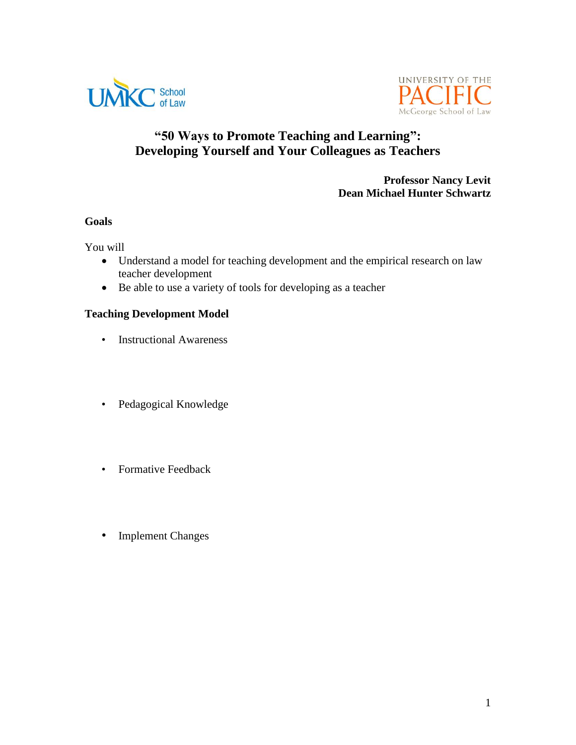UMKC School of Law

UNIVERSITY OF THE PACIFIC McGeorge School of Law

# "50 Ways to Promote Teaching and Learning": Developing Yourself and Your Colleagues as Teachers

**Professor Nancy Levit**
**Dean Michael Hunter Schwartz**

## Goals

You will

- Understand a model for teaching development and the empirical research on law teacher development
- Be able to use a variety of tools for developing as a teacher

## Teaching Development Model

- Instructional Awareness
- Pedagogical Knowledge
- Formative Feedback
- Implement Changes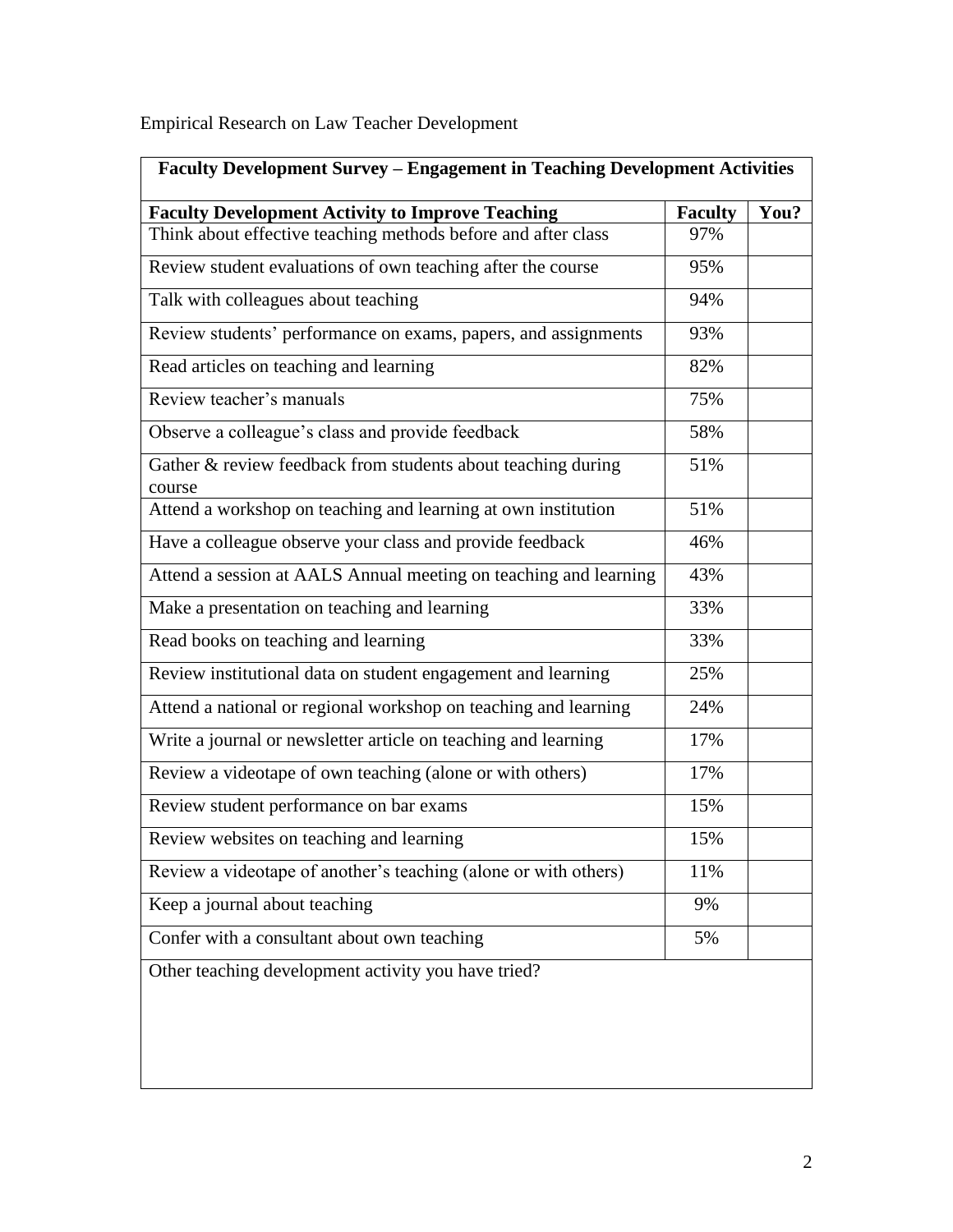Empirical Research on Law Teacher Development

| **Faculty Development Survey – Engagement in Teaching Development Activities** | | |
|---|---|---|
| **Faculty Development Activity to Improve Teaching** | **Faculty** | **You?** |
| Think about effective teaching methods before and after class | 97% | |
| Review student evaluations of own teaching after the course | 95% | |
| Talk with colleagues about teaching | 94% | |
| Review students' performance on exams, papers, and assignments | 93% | |
| Read articles on teaching and learning | 82% | |
| Review teacher's manuals | 75% | |
| Observe a colleague's class and provide feedback | 58% | |
| Gather & review feedback from students about teaching during course | 51% | |
| Attend a workshop on teaching and learning at own institution | 51% | |
| Have a colleague observe your class and provide feedback | 46% | |
| Attend a session at AALS Annual meeting on teaching and learning | 43% | |
| Make a presentation on teaching and learning | 33% | |
| Read books on teaching and learning | 33% | |
| Review institutional data on student engagement and learning | 25% | |
| Attend a national or regional workshop on teaching and learning | 24% | |
| Write a journal or newsletter article on teaching and learning | 17% | |
| Review a videotape of own teaching (alone or with others) | 17% | |
| Review student performance on bar exams | 15% | |
| Review websites on teaching and learning | 15% | |
| Review a videotape of another's teaching (alone or with others) | 11% | |
| Keep a journal about teaching | 9% | |
| Confer with a consultant about own teaching | 5% | |
| Other teaching development activity you have tried? | | |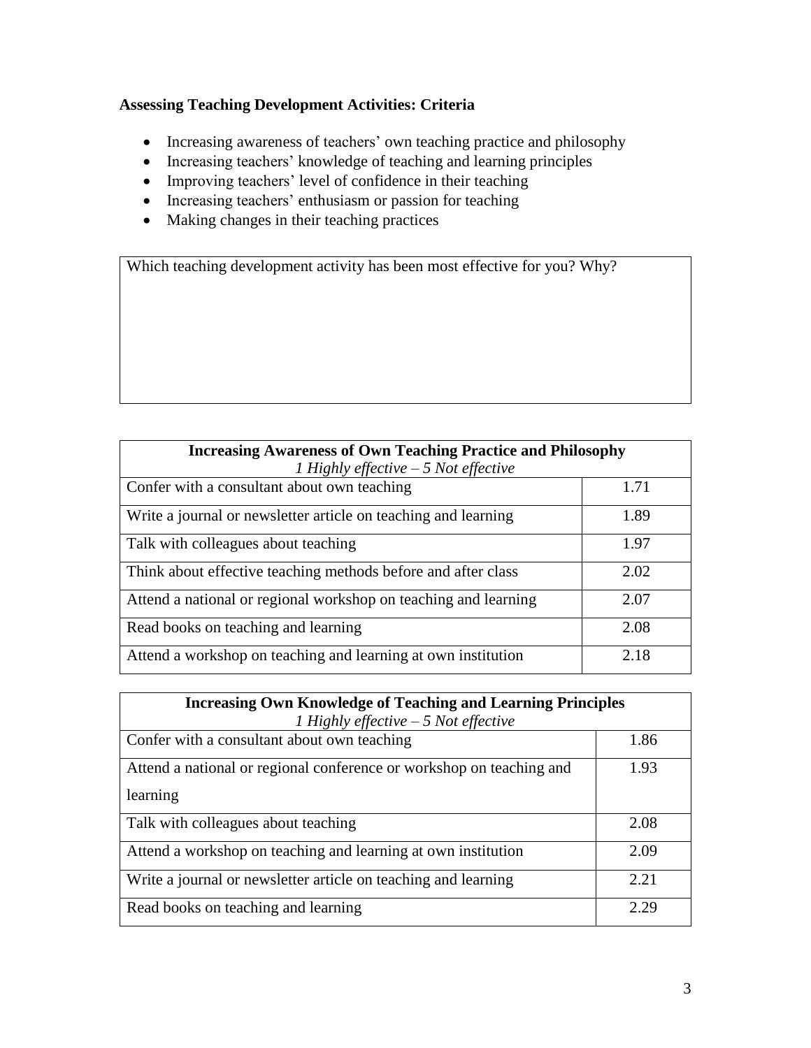**Assessing Teaching Development Activities: Criteria**

- Increasing awareness of teachers' own teaching practice and philosophy
- Increasing teachers' knowledge of teaching and learning principles
- Improving teachers' level of confidence in their teaching
- Increasing teachers' enthusiasm or passion for teaching
- Making changes in their teaching practices

| Which teaching development activity has been most effective for you? Why? |
|---|
| |

| **Increasing Awareness of Own Teaching Practice and Philosophy** *1 Highly effective – 5 Not effective* | |
|---|---|
| Confer with a consultant about own teaching | 1.71 |
| Write a journal or newsletter article on teaching and learning | 1.89 |
| Talk with colleagues about teaching | 1.97 |
| Think about effective teaching methods before and after class | 2.02 |
| Attend a national or regional workshop on teaching and learning | 2.07 |
| Read books on teaching and learning | 2.08 |
| Attend a workshop on teaching and learning at own institution | 2.18 |

| **Increasing Own Knowledge of Teaching and Learning Principles** *1 Highly effective – 5 Not effective* | |
|---|---|
| Confer with a consultant about own teaching | 1.86 |
| Attend a national or regional conference or workshop on teaching and learning | 1.93 |
| Talk with colleagues about teaching | 2.08 |
| Attend a workshop on teaching and learning at own institution | 2.09 |
| Write a journal or newsletter article on teaching and learning | 2.21 |
| Read books on teaching and learning | 2.29 |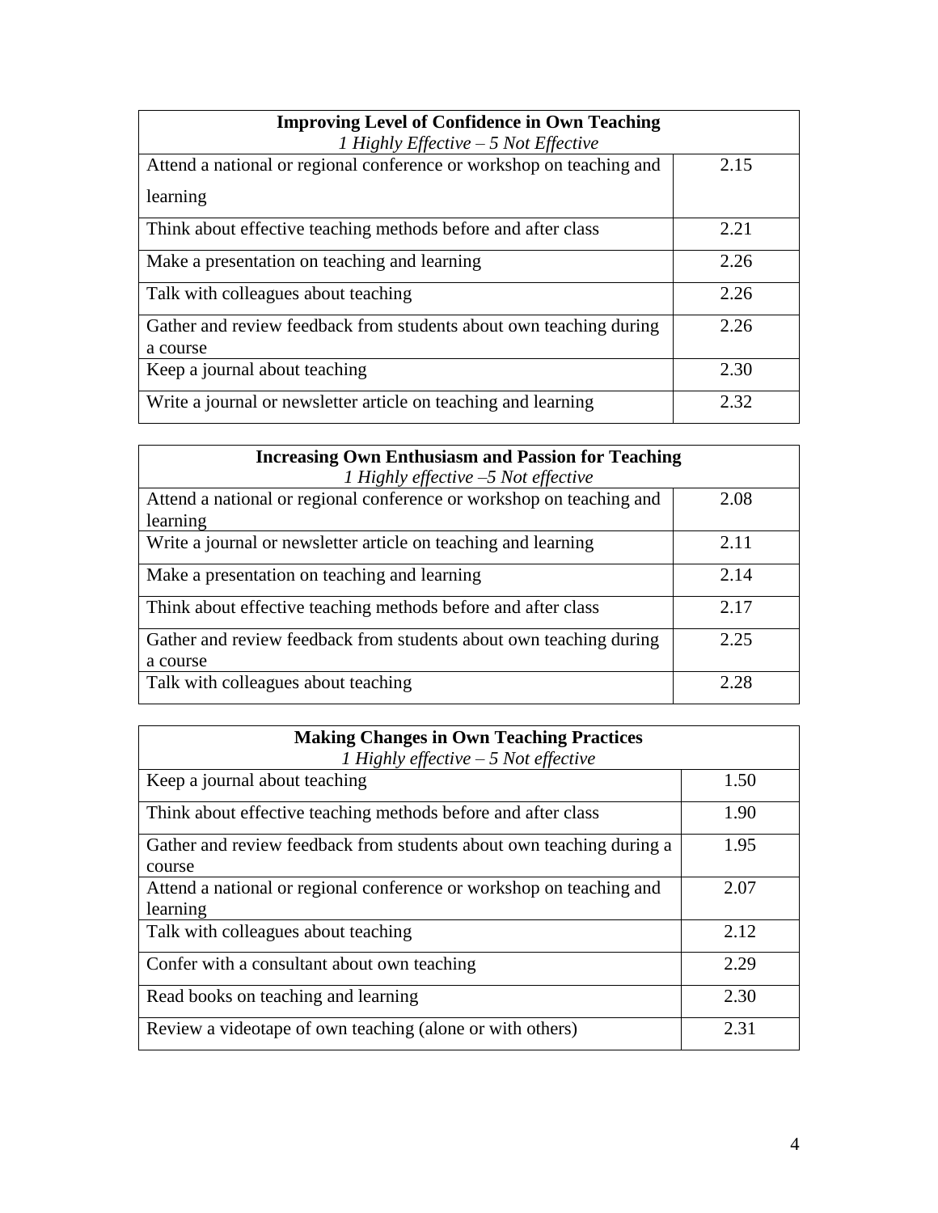| **Improving Level of Confidence in Own Teaching**<br>*1 Highly Effective – 5 Not Effective* | |
|---|---|
| Attend a national or regional conference or workshop on teaching and learning | 2.15 |
| Think about effective teaching methods before and after class | 2.21 |
| Make a presentation on teaching and learning | 2.26 |
| Talk with colleagues about teaching | 2.26 |
| Gather and review feedback from students about own teaching during a course | 2.26 |
| Keep a journal about teaching | 2.30 |
| Write a journal or newsletter article on teaching and learning | 2.32 |

| **Increasing Own Enthusiasm and Passion for Teaching**<br>*1 Highly effective –5 Not effective* | |
|---|---|
| Attend a national or regional conference or workshop on teaching and learning | 2.08 |
| Write a journal or newsletter article on teaching and learning | 2.11 |
| Make a presentation on teaching and learning | 2.14 |
| Think about effective teaching methods before and after class | 2.17 |
| Gather and review feedback from students about own teaching during a course | 2.25 |
| Talk with colleagues about teaching | 2.28 |

| **Making Changes in Own Teaching Practices**<br>*1 Highly effective – 5 Not effective* | |
|---|---|
| Keep a journal about teaching | 1.50 |
| Think about effective teaching methods before and after class | 1.90 |
| Gather and review feedback from students about own teaching during a course | 1.95 |
| Attend a national or regional conference or workshop on teaching and learning | 2.07 |
| Talk with colleagues about teaching | 2.12 |
| Confer with a consultant about own teaching | 2.29 |
| Read books on teaching and learning | 2.30 |
| Review a videotape of own teaching (alone or with others) | 2.31 |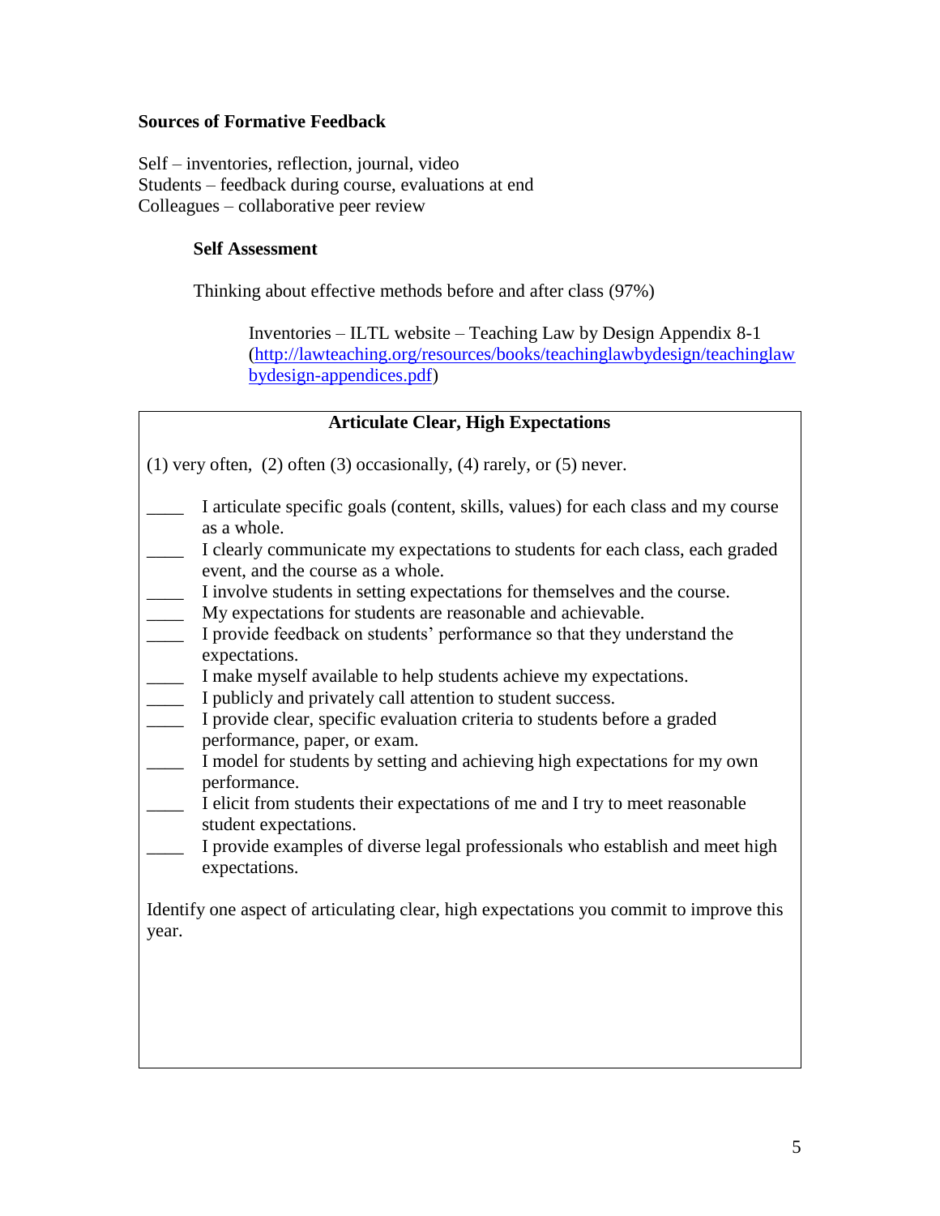**Sources of Formative Feedback**

Self – inventories, reflection, journal, video
Students – feedback during course, evaluations at end
Colleagues – collaborative peer review

**Self Assessment**

Thinking about effective methods before and after class (97%)

Inventories – ILTL website – Teaching Law by Design Appendix 8-1 ([http://lawteaching.org/resources/books/teachinglawbydesign/teachinglawbydesign-appendices.pdf](http://lawteaching.org/resources/books/teachinglawbydesign/teachinglawbydesign-appendices.pdf))

**Articulate Clear, High Expectations**

(1) very often, (2) often (3) occasionally, (4) rarely, or (5) never.

- ____ I articulate specific goals (content, skills, values) for each class and my course as a whole.
- ____ I clearly communicate my expectations to students for each class, each graded event, and the course as a whole.
- ____ I involve students in setting expectations for themselves and the course.
- ____ My expectations for students are reasonable and achievable.
- ____ I provide feedback on students' performance so that they understand the expectations.
- ____ I make myself available to help students achieve my expectations.
- ____ I publicly and privately call attention to student success.
- ____ I provide clear, specific evaluation criteria to students before a graded performance, paper, or exam.
- ____ I model for students by setting and achieving high expectations for my own performance.
- ____ I elicit from students their expectations of me and I try to meet reasonable student expectations.
- ____ I provide examples of diverse legal professionals who establish and meet high expectations.

Identify one aspect of articulating clear, high expectations you commit to improve this year.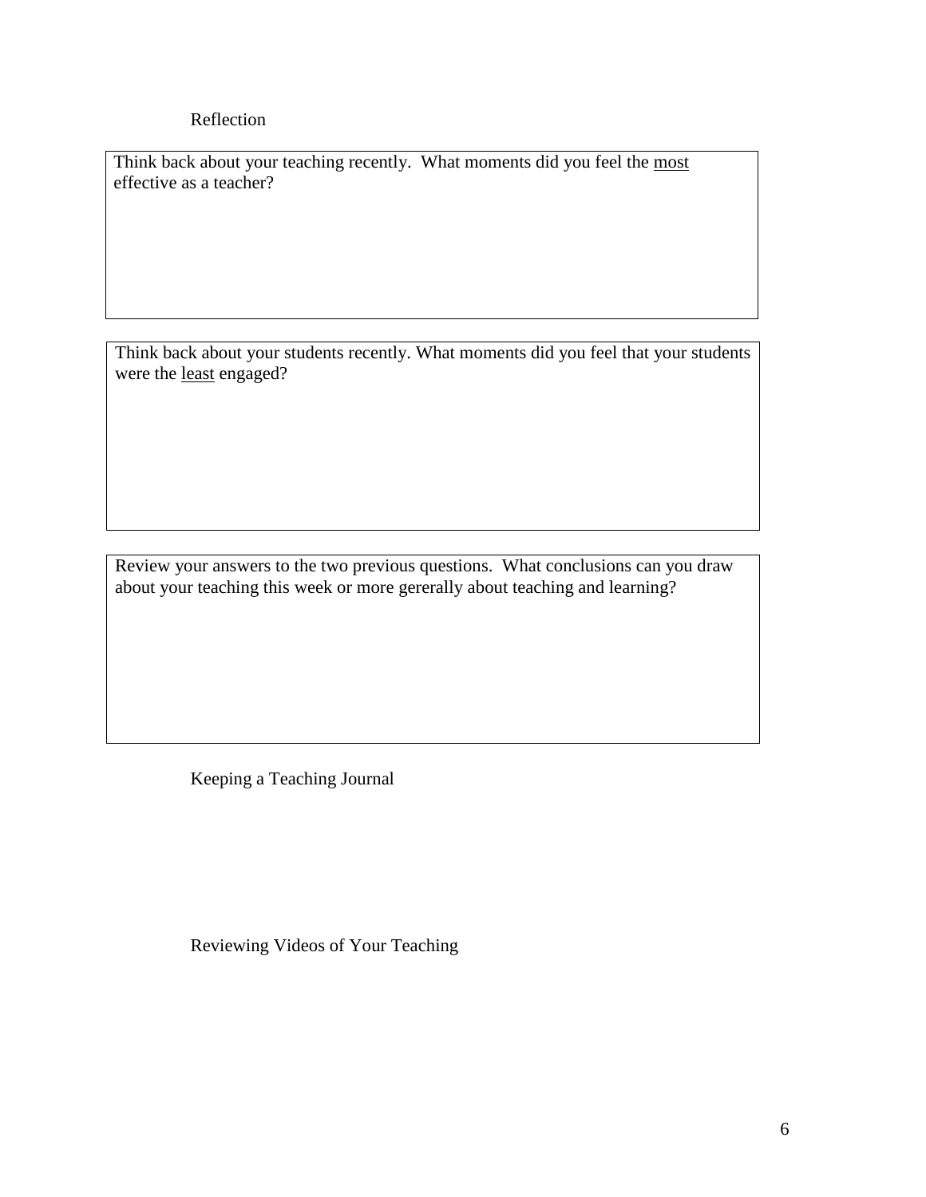## Reflection

Think back about your teaching recently. What moments did you feel the <u>most</u> effective as a teacher?

Think back about your students recently. What moments did you feel that your students were the <u>least</u> engaged?

Review your answers to the two previous questions. What conclusions can you draw about your teaching this week or more gererally about teaching and learning?

## Keeping a Teaching Journal

## Reviewing Videos of Your Teaching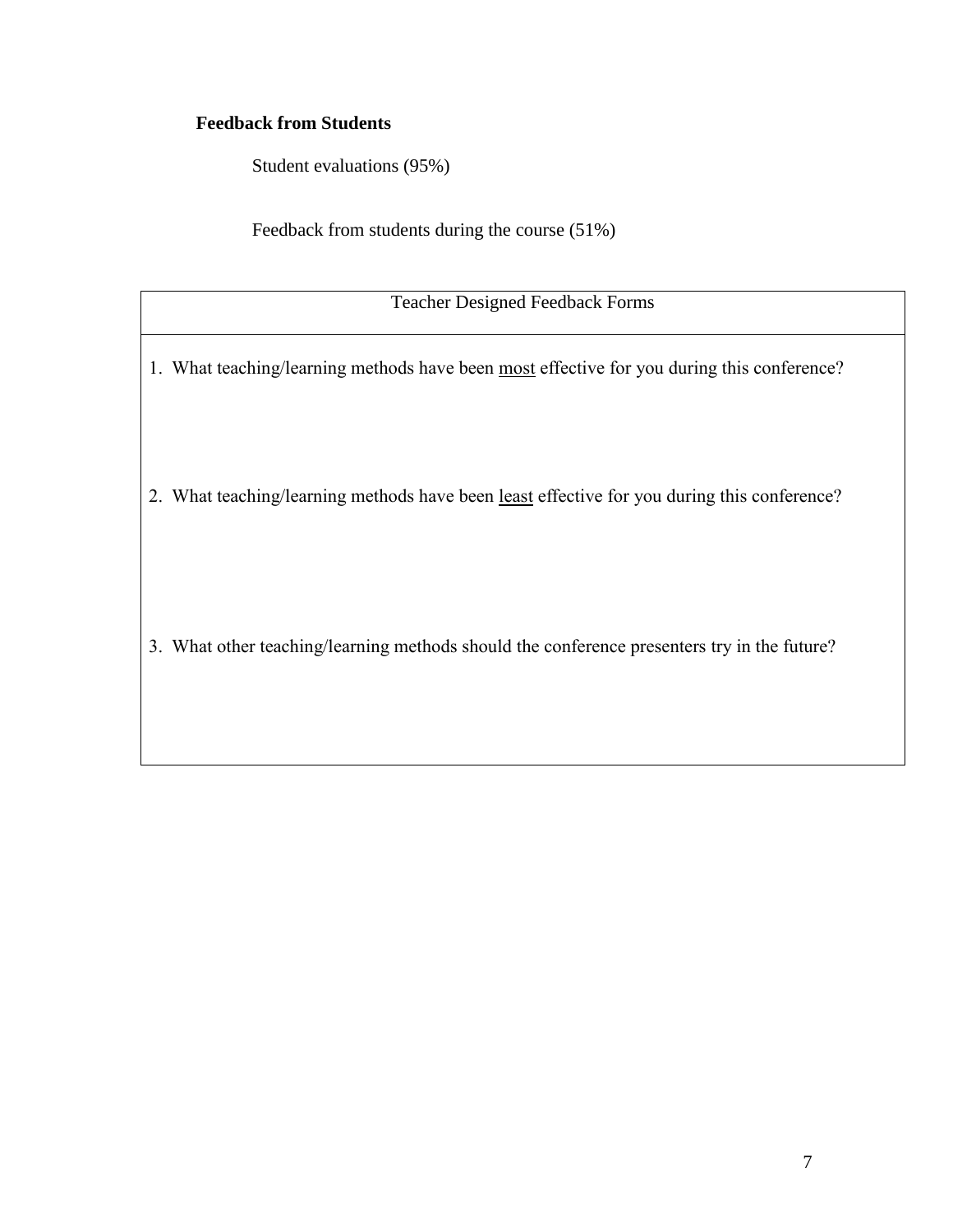**Feedback from Students**

Student evaluations (95%)

Feedback from students during the course (51%)

| Teacher Designed Feedback Forms |
| --- |
| 1. What teaching/learning methods have been <u>most</u> effective for you during this conference? |
| 2. What teaching/learning methods have been <u>least</u> effective for you during this conference? |
| 3. What other teaching/learning methods should the conference presenters try in the future? |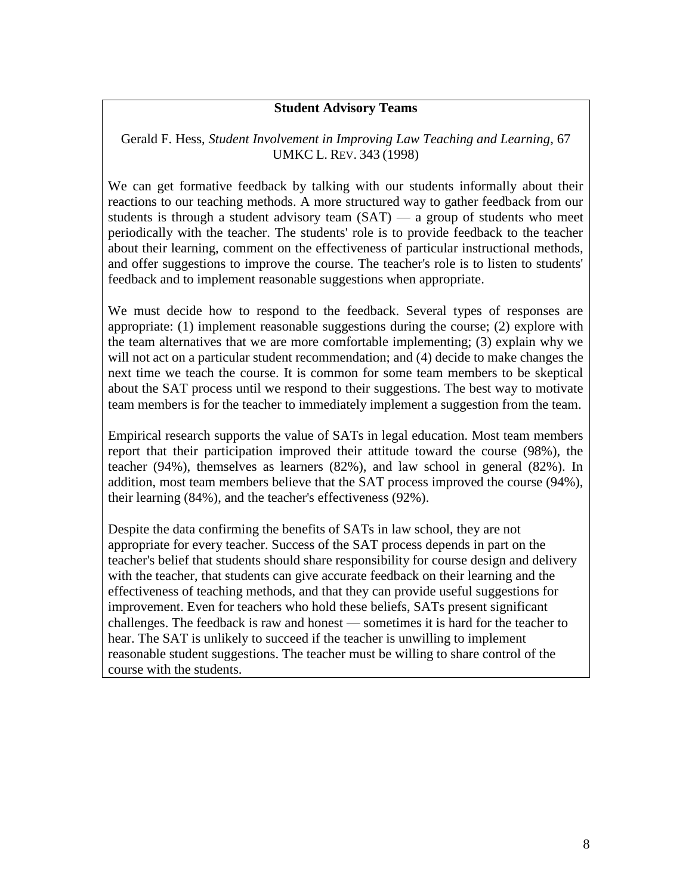**Student Advisory Teams**

Gerald F. Hess, *Student Involvement in Improving Law Teaching and Learning*, 67 UMKC L. REV. 343 (1998)

We can get formative feedback by talking with our students informally about their reactions to our teaching methods. A more structured way to gather feedback from our students is through a student advisory team (SAT) — a group of students who meet periodically with the teacher. The students' role is to provide feedback to the teacher about their learning, comment on the effectiveness of particular instructional methods, and offer suggestions to improve the course. The teacher's role is to listen to students' feedback and to implement reasonable suggestions when appropriate.

We must decide how to respond to the feedback. Several types of responses are appropriate: (1) implement reasonable suggestions during the course; (2) explore with the team alternatives that we are more comfortable implementing; (3) explain why we will not act on a particular student recommendation; and (4) decide to make changes the next time we teach the course. It is common for some team members to be skeptical about the SAT process until we respond to their suggestions. The best way to motivate team members is for the teacher to immediately implement a suggestion from the team.

Empirical research supports the value of SATs in legal education. Most team members report that their participation improved their attitude toward the course (98%), the teacher (94%), themselves as learners (82%), and law school in general (82%). In addition, most team members believe that the SAT process improved the course (94%), their learning (84%), and the teacher's effectiveness (92%).

Despite the data confirming the benefits of SATs in law school, they are not appropriate for every teacher. Success of the SAT process depends in part on the teacher's belief that students should share responsibility for course design and delivery with the teacher, that students can give accurate feedback on their learning and the effectiveness of teaching methods, and that they can provide useful suggestions for improvement. Even for teachers who hold these beliefs, SATs present significant challenges. The feedback is raw and honest — sometimes it is hard for the teacher to hear. The SAT is unlikely to succeed if the teacher is unwilling to implement reasonable student suggestions. The teacher must be willing to share control of the course with the students.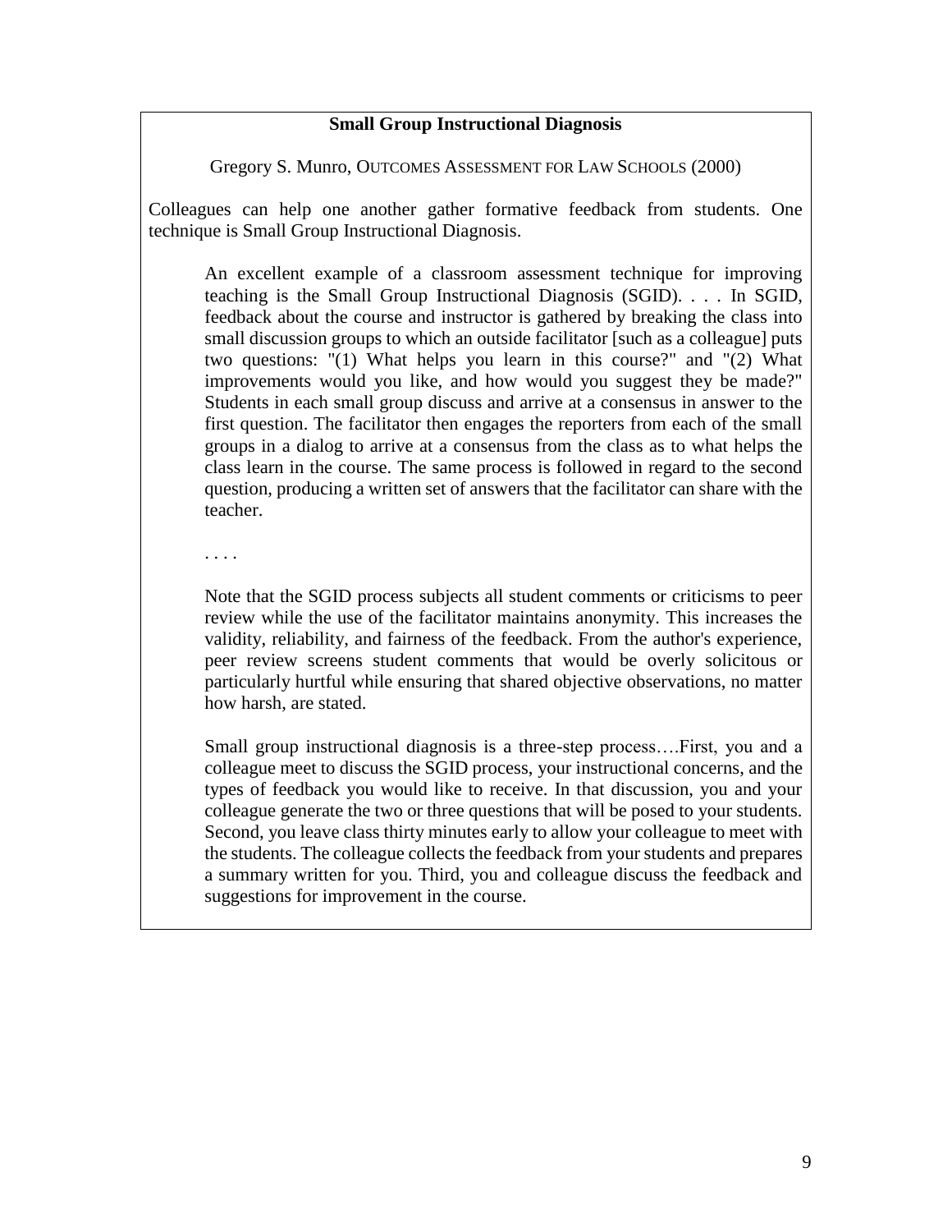## Small Group Instructional Diagnosis

Gregory S. Munro, OUTCOMES ASSESSMENT FOR LAW SCHOOLS (2000)

Colleagues can help one another gather formative feedback from students. One technique is Small Group Instructional Diagnosis.

> An excellent example of a classroom assessment technique for improving teaching is the Small Group Instructional Diagnosis (SGID). . . . In SGID, feedback about the course and instructor is gathered by breaking the class into small discussion groups to which an outside facilitator [such as a colleague] puts two questions: "(1) What helps you learn in this course?" and "(2) What improvements would you like, and how would you suggest they be made?" Students in each small group discuss and arrive at a consensus in answer to the first question. The facilitator then engages the reporters from each of the small groups in a dialog to arrive at a consensus from the class as to what helps the class learn in the course. The same process is followed in regard to the second question, producing a written set of answers that the facilitator can share with the teacher.
>
> . . . .
>
> Note that the SGID process subjects all student comments or criticisms to peer review while the use of the facilitator maintains anonymity. This increases the validity, reliability, and fairness of the feedback. From the author's experience, peer review screens student comments that would be overly solicitous or particularly hurtful while ensuring that shared objective observations, no matter how harsh, are stated.
>
> Small group instructional diagnosis is a three-step process….First, you and a colleague meet to discuss the SGID process, your instructional concerns, and the types of feedback you would like to receive. In that discussion, you and your colleague generate the two or three questions that will be posed to your students. Second, you leave class thirty minutes early to allow your colleague to meet with the students. The colleague collects the feedback from your students and prepares a summary written for you. Third, you and colleague discuss the feedback and suggestions for improvement in the course.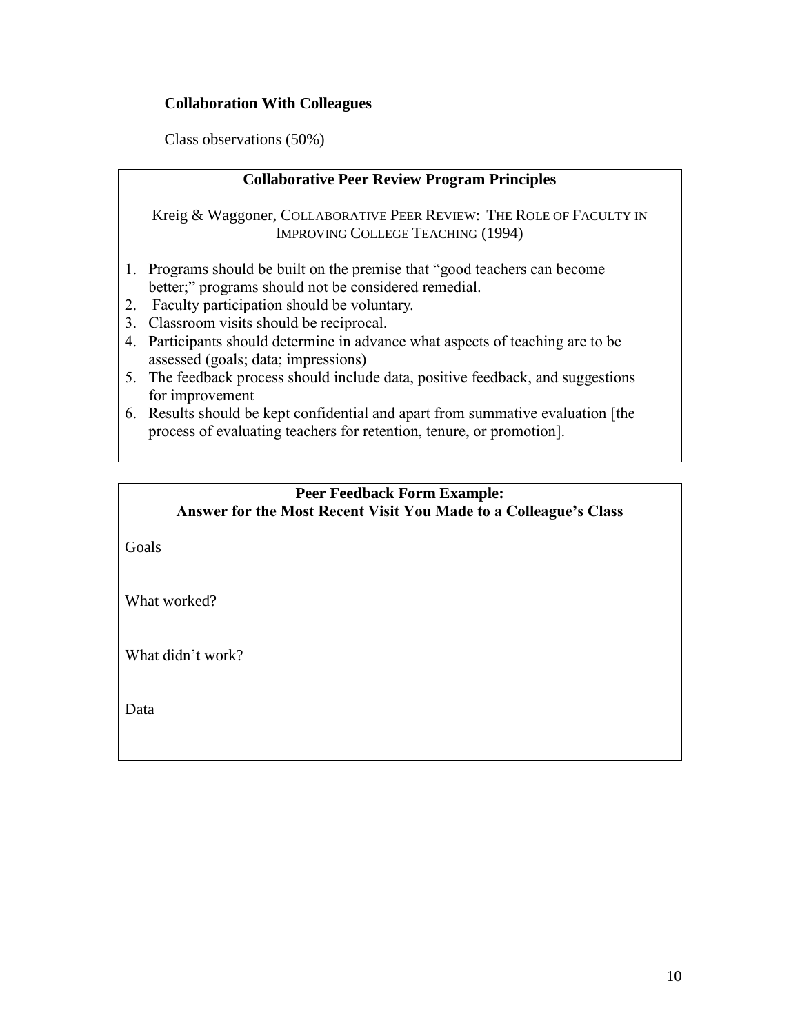**Collaboration With Colleagues**

Class observations (50%)

**Collaborative Peer Review Program Principles**

Kreig & Waggoner, COLLABORATIVE PEER REVIEW: THE ROLE OF FACULTY IN IMPROVING COLLEGE TEACHING (1994)

1. Programs should be built on the premise that "good teachers can become better;" programs should not be considered remedial.
2. Faculty participation should be voluntary.
3. Classroom visits should be reciprocal.
4. Participants should determine in advance what aspects of teaching are to be assessed (goals; data; impressions)
5. The feedback process should include data, positive feedback, and suggestions for improvement
6. Results should be kept confidential and apart from summative evaluation [the process of evaluating teachers for retention, tenure, or promotion].

**Peer Feedback Form Example:**
**Answer for the Most Recent Visit You Made to a Colleague's Class**

Goals

What worked?

What didn't work?

Data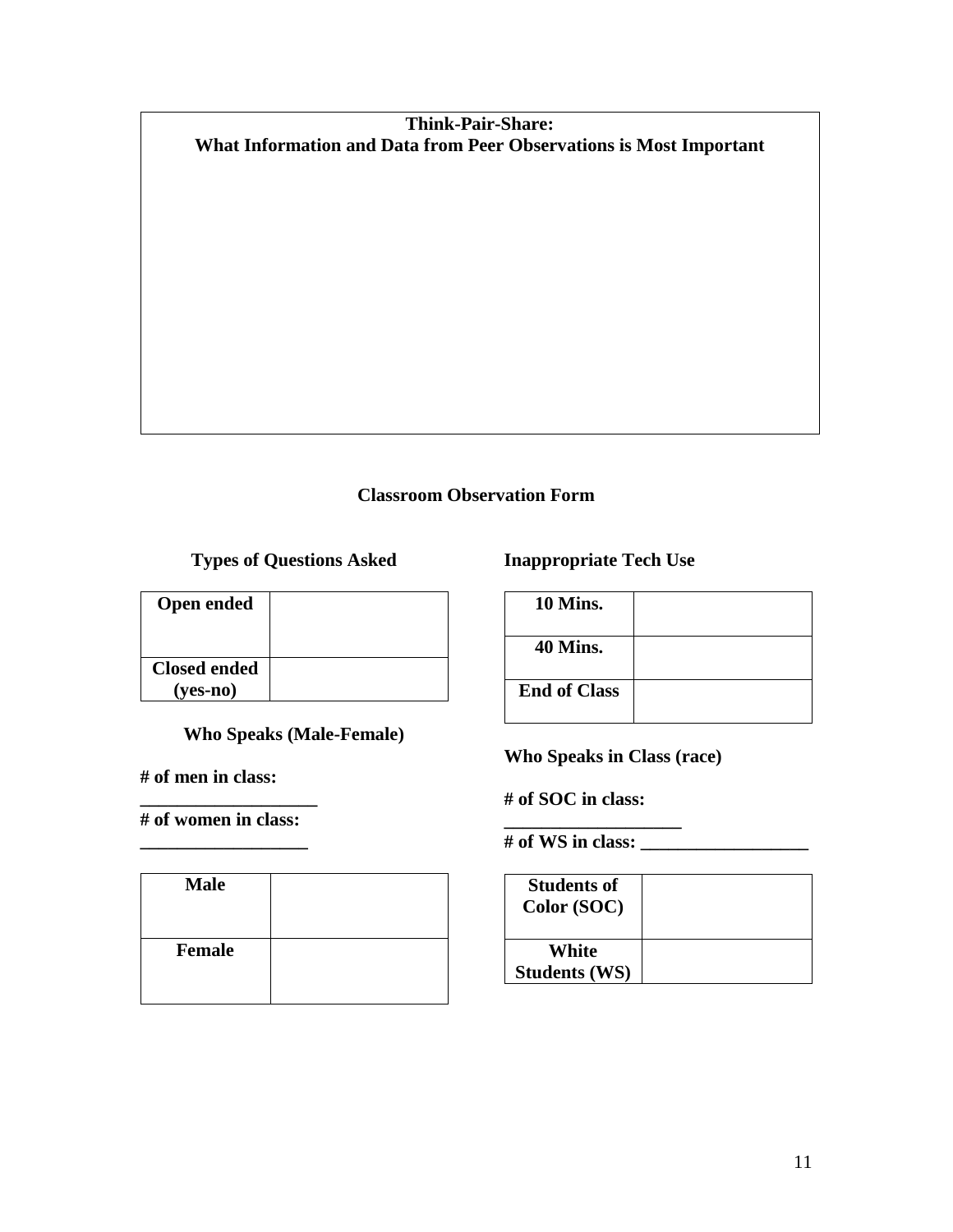**Think-Pair-Share:**
**What Information and Data from Peer Observations is Most Important**

## Classroom Observation Form

**Types of Questions Asked**

| Open ended | |
|---|---|
| Closed ended (yes-no) | |

**Who Speaks (Male-Female)**

**# of men in class: ___________________**

**# of women in class: __________________**

| Male | |
|---|---|
| Female | |

**Inappropriate Tech Use**

| 10 Mins. | |
|---|---|
| 40 Mins. | |
| End of Class | |

**Who Speaks in Class (race)**

**# of SOC in class: ___________________**

**# of WS in class: __________________**

| Students of Color (SOC) | |
|---|---|
| White Students (WS) | |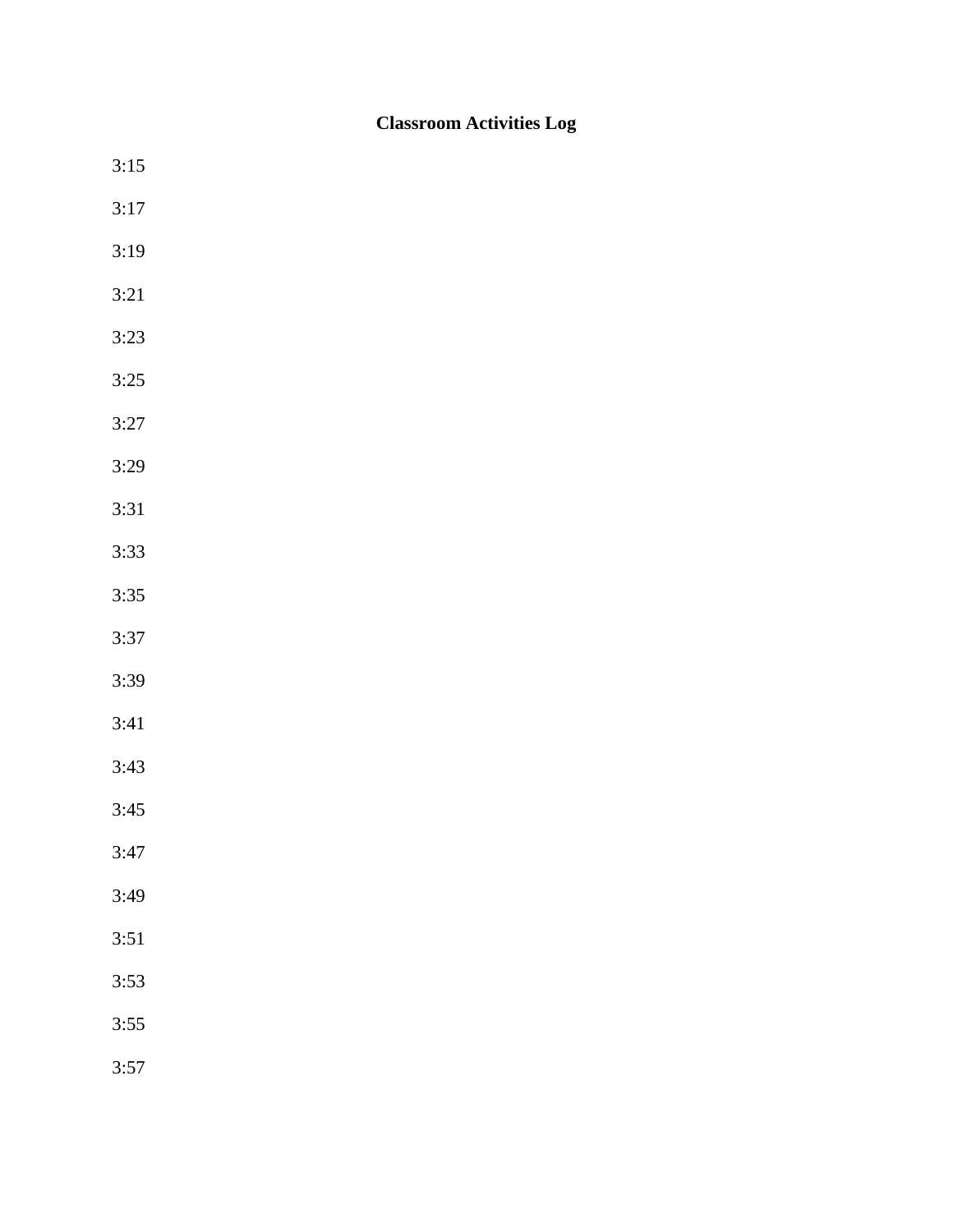**Classroom Activities Log**

3:15

3:17

3:19

3:21

3:23

3:25

3:27

3:29

3:31

3:33

3:35

3:37

3:39

3:41

3:43

3:45

3:47

3:49

3:51

3:53

3:55

3:57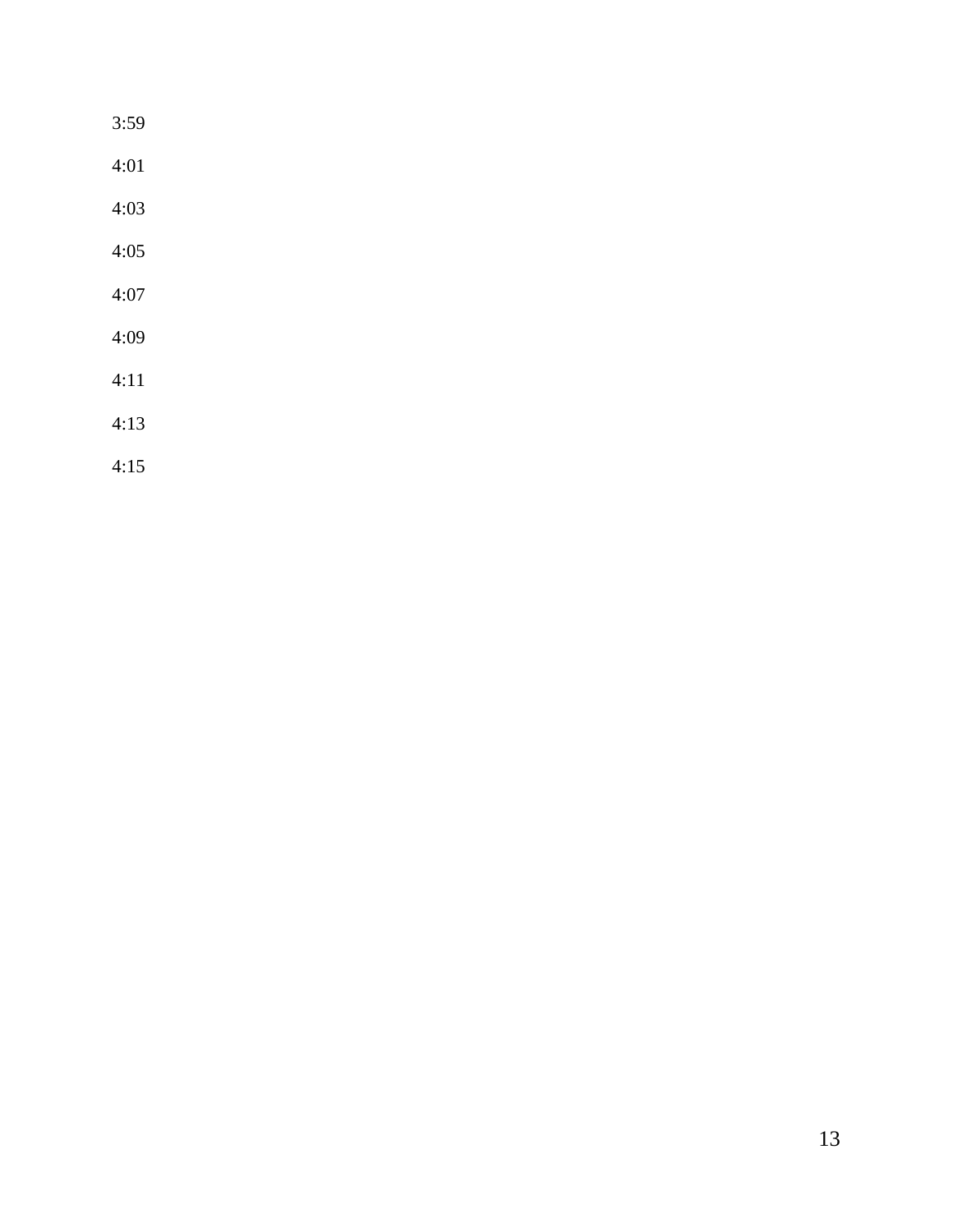3:59

4:01

4:03

4:05

4:07

4:09

4:11

4:13

4:15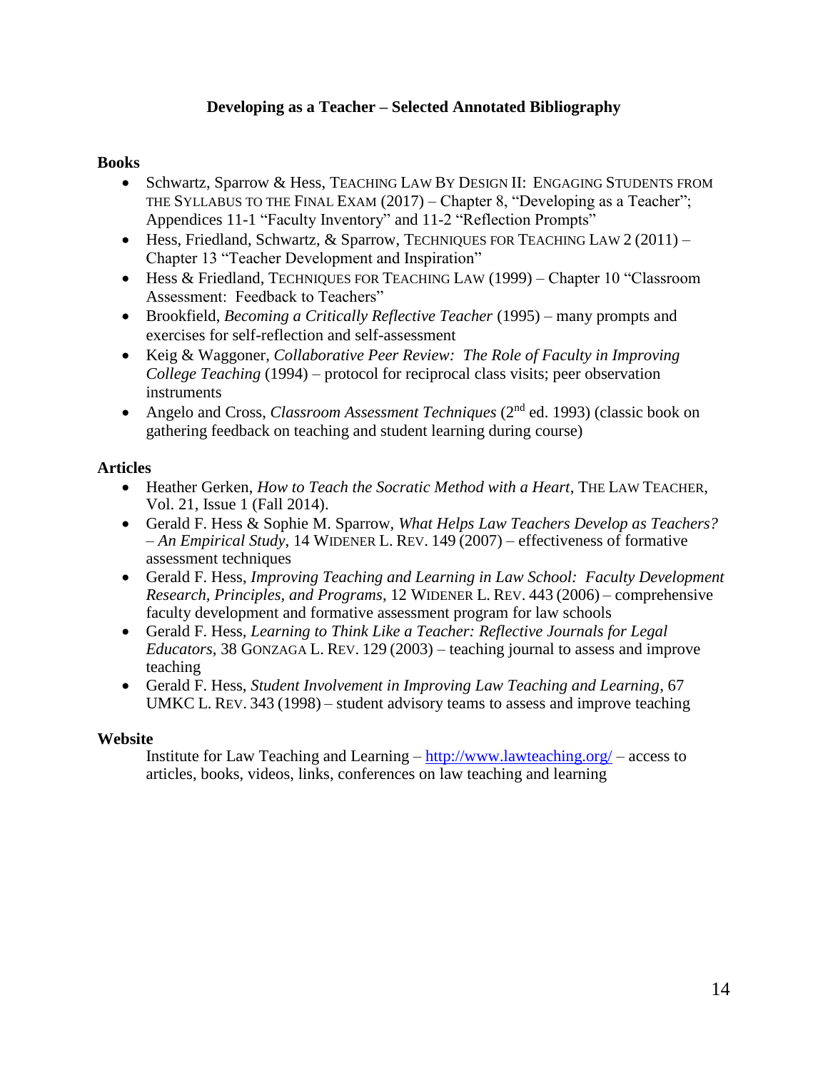**Developing as a Teacher – Selected Annotated Bibliography**

**Books**

- Schwartz, Sparrow & Hess, TEACHING LAW BY DESIGN II: ENGAGING STUDENTS FROM THE SYLLABUS TO THE FINAL EXAM (2017) – Chapter 8, "Developing as a Teacher"; Appendices 11-1 "Faculty Inventory" and 11-2 "Reflection Prompts"
- Hess, Friedland, Schwartz, & Sparrow, TECHNIQUES FOR TEACHING LAW 2 (2011) – Chapter 13 "Teacher Development and Inspiration"
- Hess & Friedland, TECHNIQUES FOR TEACHING LAW (1999) – Chapter 10 "Classroom Assessment: Feedback to Teachers"
- Brookfield, *Becoming a Critically Reflective Teacher* (1995) – many prompts and exercises for self-reflection and self-assessment
- Keig & Waggoner, *Collaborative Peer Review: The Role of Faculty in Improving College Teaching* (1994) – protocol for reciprocal class visits; peer observation instruments
- Angelo and Cross, *Classroom Assessment Techniques* (2nd ed. 1993) (classic book on gathering feedback on teaching and student learning during course)

**Articles**

- Heather Gerken, *How to Teach the Socratic Method with a Heart*, THE LAW TEACHER, Vol. 21, Issue 1 (Fall 2014).
- Gerald F. Hess & Sophie M. Sparrow, *What Helps Law Teachers Develop as Teachers? – An Empirical Study*, 14 WIDENER L. REV. 149 (2007) – effectiveness of formative assessment techniques
- Gerald F. Hess, *Improving Teaching and Learning in Law School: Faculty Development Research, Principles, and Programs*, 12 WIDENER L. REV. 443 (2006) – comprehensive faculty development and formative assessment program for law schools
- Gerald F. Hess, *Learning to Think Like a Teacher: Reflective Journals for Legal Educators*, 38 GONZAGA L. REV. 129 (2003) – teaching journal to assess and improve teaching
- Gerald F. Hess, *Student Involvement in Improving Law Teaching and Learning*, 67 UMKC L. REV. 343 (1998) – student advisory teams to assess and improve teaching

**Website**

Institute for Law Teaching and Learning – [http://www.lawteaching.org/](http://www.lawteaching.org/) – access to articles, books, videos, links, conferences on law teaching and learning